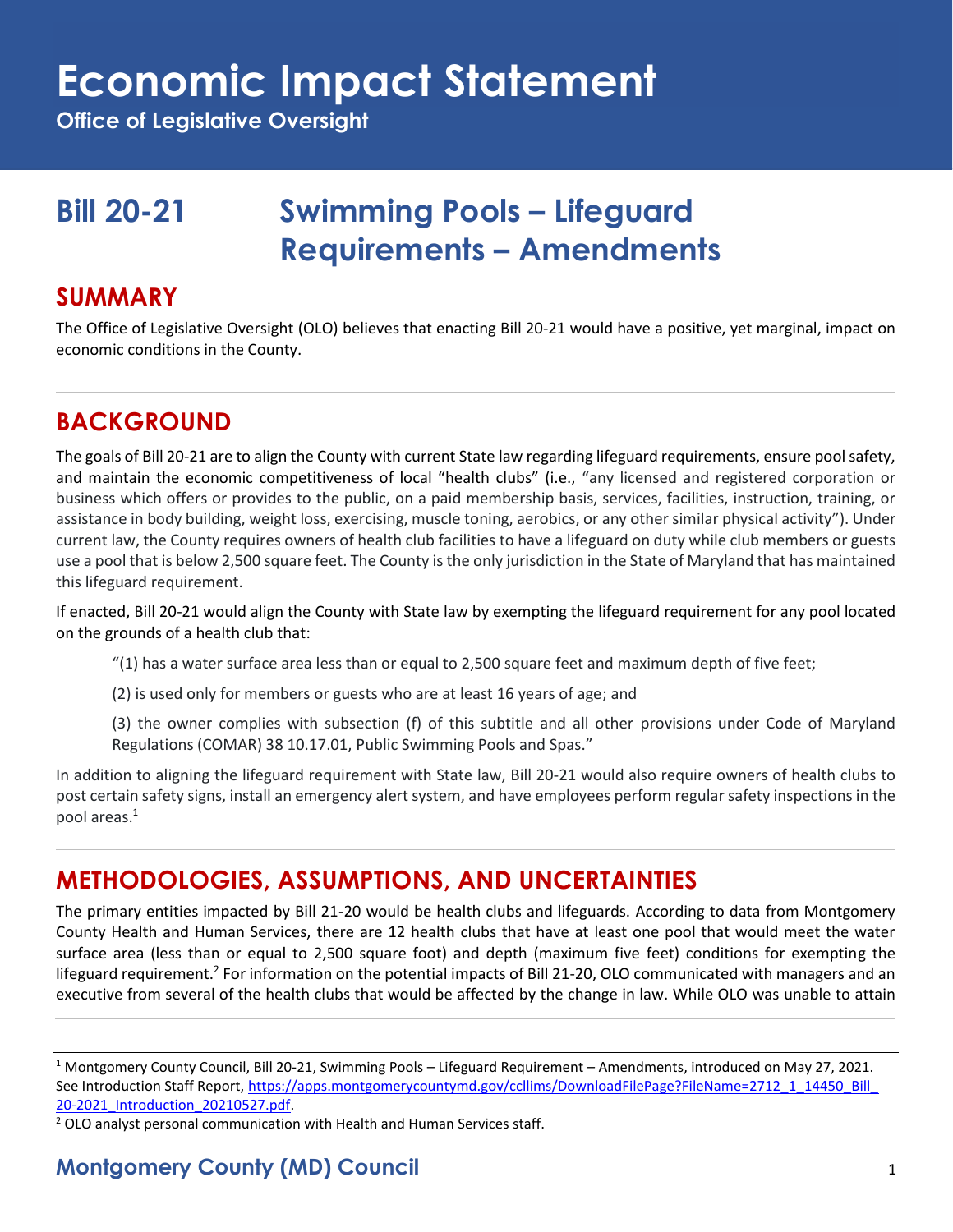# Economic Impact Statement

**Office of Legislative Oversight**

# Bill 20-21 Swimming Pools – Lifeguard Requirements – Amendments

## SUMMARY

The Office of Legislative Oversight (OLO) believes that enacting Bill 20-21 would have a positive, yet marginal, impact on economic conditions in the County.

## BACKGROUND

The goals of Bill 20-21 are to align the County with current State law regarding lifeguard requirements, ensure pool safety, and maintain the economic competitiveness of local "health clubs" (i.e., "any licensed and registered corporation or business which offers or provides to the public, on a paid membership basis, services, facilities, instruction, training, or assistance in body building, weight loss, exercising, muscle toning, aerobics, or any other similar physical activity"). Under current law, the County requires owners of health club facilities to have a lifeguard on duty while club members or guests use a pool that is below 2,500 square feet. The County is the only jurisdiction in the State of Maryland that has maintained this lifeguard requirement.

If enacted, Bill 20-21 would align the County with State law by exempting the lifeguard requirement for any pool located on the grounds of a health club that:

> "(1) has a water surface area less than or equal to 2,500 square feet and maximum depth of five feet;
>
> (2) is used only for members or guests who are at least 16 years of age; and
>
> (3) the owner complies with subsection (f) of this subtitle and all other provisions under Code of Maryland Regulations (COMAR) 38 10.17.01, Public Swimming Pools and Spas."

In addition to aligning the lifeguard requirement with State law, Bill 20-21 would also require owners of health clubs to post certain safety signs, install an emergency alert system, and have employees perform regular safety inspections in the pool areas.[1]

## METHODOLOGIES, ASSUMPTIONS, AND UNCERTAINTIES

The primary entities impacted by Bill 21-20 would be health clubs and lifeguards. According to data from Montgomery County Health and Human Services, there are 12 health clubs that have at least one pool that would meet the water surface area (less than or equal to 2,500 square foot) and depth (maximum five feet) conditions for exempting the lifeguard requirement.[2] For information on the potential impacts of Bill 21-20, OLO communicated with managers and an executive from several of the health clubs that would be affected by the change in law. While OLO was unable to attain

---

[1] Montgomery County Council, Bill 20-21, Swimming Pools – Lifeguard Requirement – Amendments, introduced on May 27, 2021. See Introduction Staff Report, https://apps.montgomerycountymd.gov/ccllims/DownloadFilePage?FileName=2712_1_14450_Bill_20-2021_Introduction_20210527.pdf.

[2] OLO analyst personal communication with Health and Human Services staff.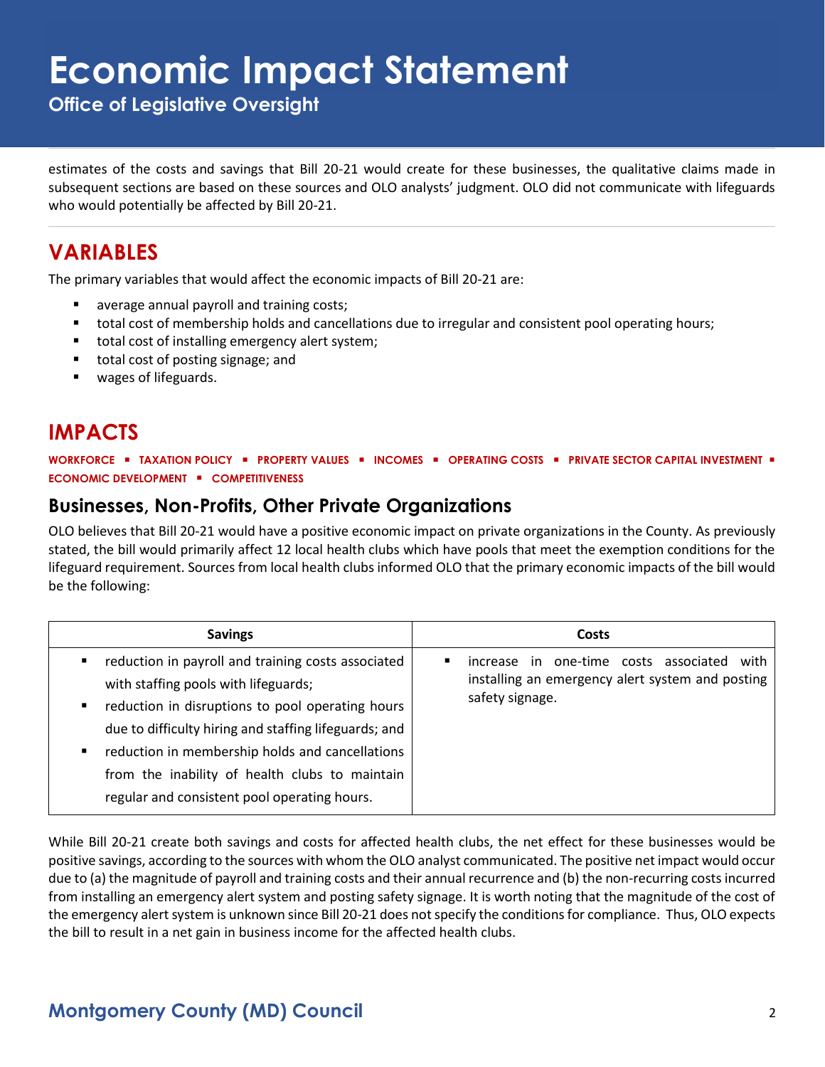estimates of the costs and savings that Bill 20-21 would create for these businesses, the qualitative claims made in subsequent sections are based on these sources and OLO analysts' judgment. OLO did not communicate with lifeguards who would potentially be affected by Bill 20-21.

## VARIABLES

The primary variables that would affect the economic impacts of Bill 20-21 are:

- average annual payroll and training costs;
- total cost of membership holds and cancellations due to irregular and consistent pool operating hours;
- total cost of installing emergency alert system;
- total cost of posting signage; and
- wages of lifeguards.

## IMPACTS

**WORKFORCE ▪ TAXATION POLICY ▪ PROPERTY VALUES ▪ INCOMES ▪ OPERATING COSTS ▪ PRIVATE SECTOR CAPITAL INVESTMENT ▪ ECONOMIC DEVELOPMENT ▪ COMPETITIVENESS**

### Businesses, Non-Profits, Other Private Organizations

OLO believes that Bill 20-21 would have a positive economic impact on private organizations in the County. As previously stated, the bill would primarily affect 12 local health clubs which have pools that meet the exemption conditions for the lifeguard requirement. Sources from local health clubs informed OLO that the primary economic impacts of the bill would be the following:

| Savings | Costs |
|---|---|
| ▪ reduction in payroll and training costs associated with staffing pools with lifeguards;<br>▪ reduction in disruptions to pool operating hours due to difficulty hiring and staffing lifeguards; and<br>▪ reduction in membership holds and cancellations from the inability of health clubs to maintain regular and consistent pool operating hours. | ▪ increase in one-time costs associated with installing an emergency alert system and posting safety signage. |

While Bill 20-21 create both savings and costs for affected health clubs, the net effect for these businesses would be positive savings, according to the sources with whom the OLO analyst communicated. The positive net impact would occur due to (a) the magnitude of payroll and training costs and their annual recurrence and (b) the non-recurring costs incurred from installing an emergency alert system and posting safety signage. It is worth noting that the magnitude of the cost of the emergency alert system is unknown since Bill 20-21 does not specify the conditions for compliance. Thus, OLO expects the bill to result in a net gain in business income for the affected health clubs.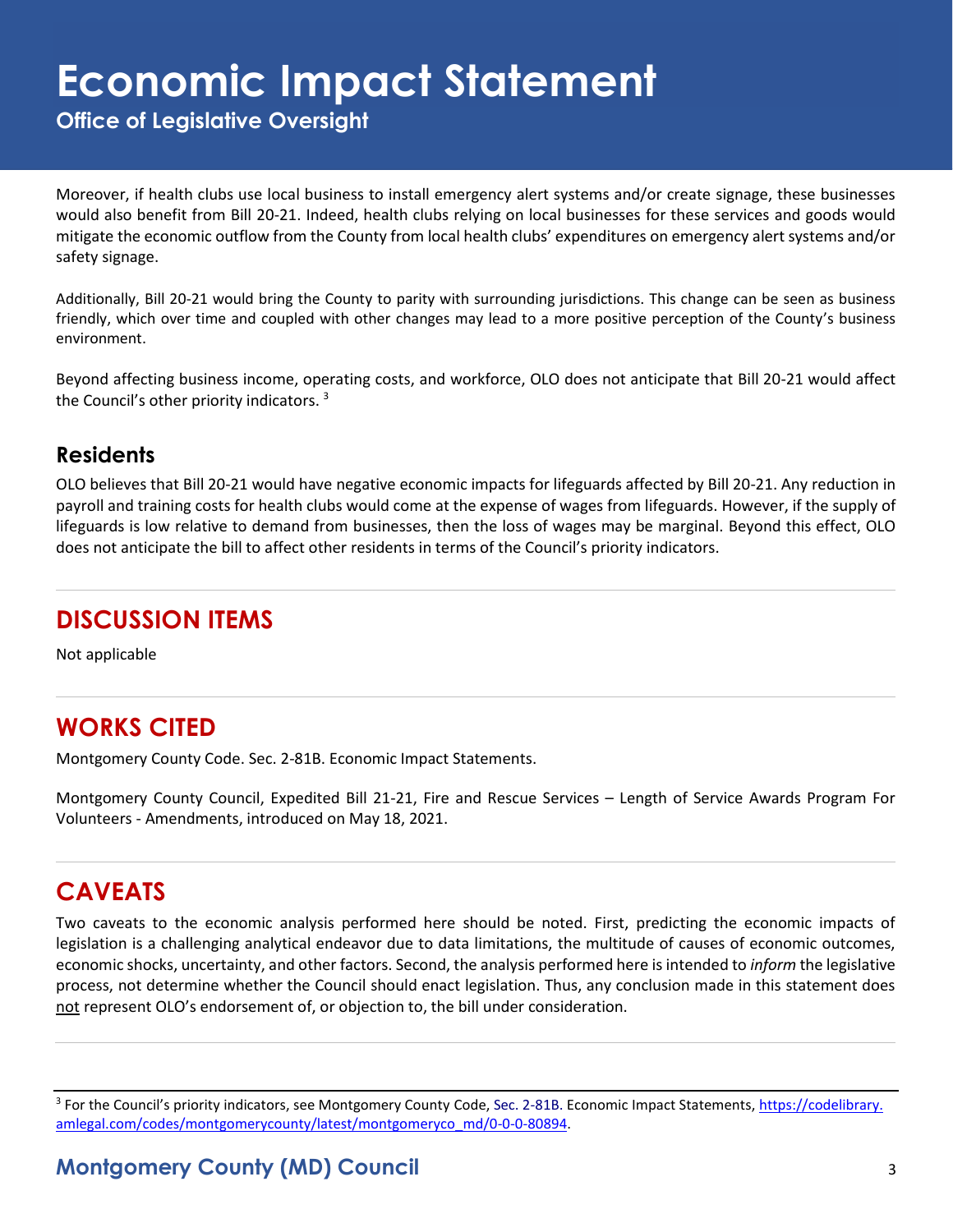Moreover, if health clubs use local business to install emergency alert systems and/or create signage, these businesses would also benefit from Bill 20-21. Indeed, health clubs relying on local businesses for these services and goods would mitigate the economic outflow from the County from local health clubs' expenditures on emergency alert systems and/or safety signage.

Additionally, Bill 20-21 would bring the County to parity with surrounding jurisdictions. This change can be seen as business friendly, which over time and coupled with other changes may lead to a more positive perception of the County's business environment.

Beyond affecting business income, operating costs, and workforce, OLO does not anticipate that Bill 20-21 would affect the Council's other priority indicators. [3]

### Residents

OLO believes that Bill 20-21 would have negative economic impacts for lifeguards affected by Bill 20-21. Any reduction in payroll and training costs for health clubs would come at the expense of wages from lifeguards. However, if the supply of lifeguards is low relative to demand from businesses, then the loss of wages may be marginal. Beyond this effect, OLO does not anticipate the bill to affect other residents in terms of the Council's priority indicators.

## DISCUSSION ITEMS

Not applicable

## WORKS CITED

Montgomery County Code. Sec. 2-81B. Economic Impact Statements.

Montgomery County Council, Expedited Bill 21-21, Fire and Rescue Services – Length of Service Awards Program For Volunteers - Amendments, introduced on May 18, 2021.

## CAVEATS

Two caveats to the economic analysis performed here should be noted. First, predicting the economic impacts of legislation is a challenging analytical endeavor due to data limitations, the multitude of causes of economic outcomes, economic shocks, uncertainty, and other factors. Second, the analysis performed here is intended to *inform* the legislative process, not determine whether the Council should enact legislation. Thus, any conclusion made in this statement does not represent OLO's endorsement of, or objection to, the bill under consideration.

---

[3] For the Council's priority indicators, see Montgomery County Code, Sec. 2-81B. Economic Impact Statements, https://codelibrary.amlegal.com/codes/montgomerycounty/latest/montgomeryco_md/0-0-0-80894.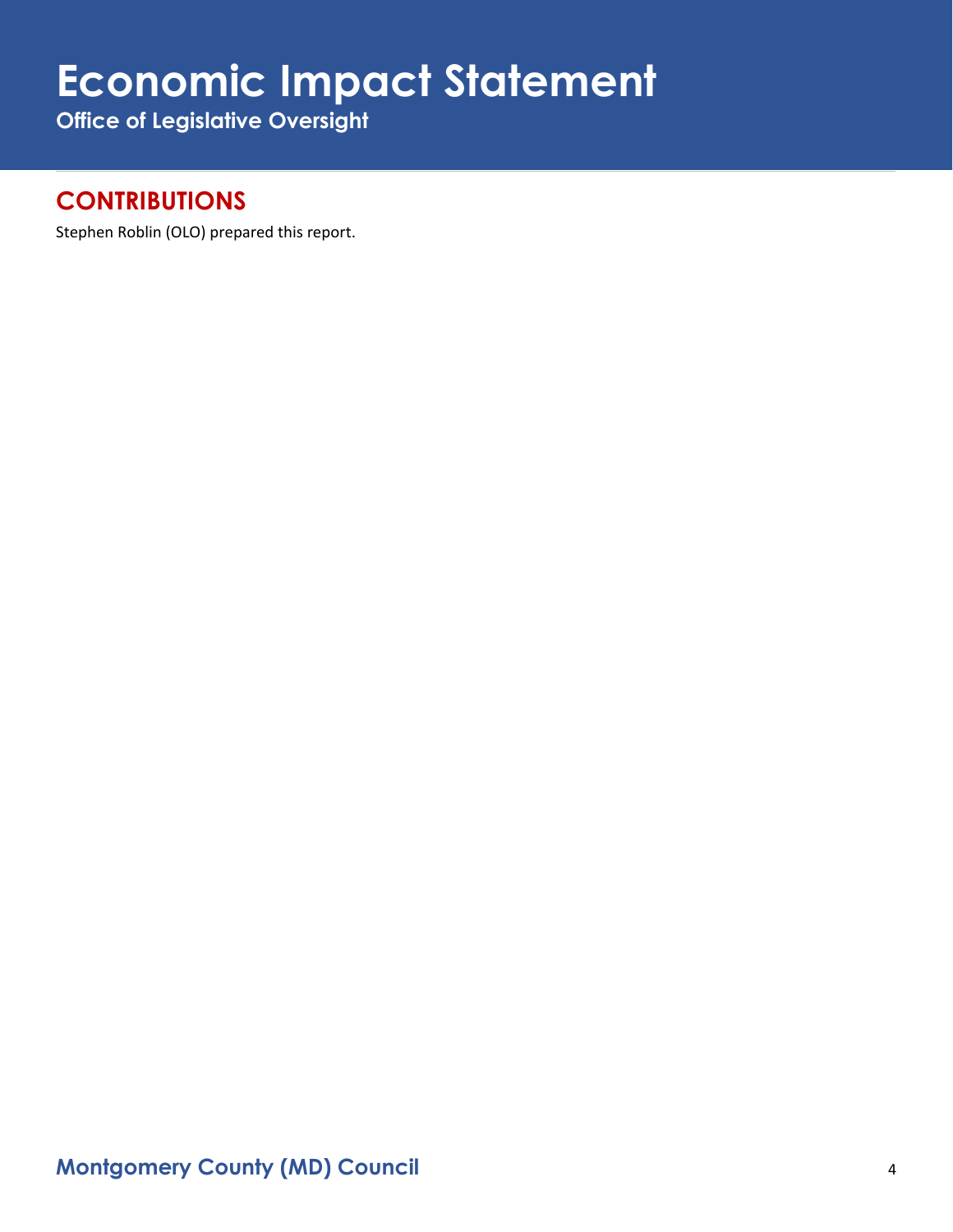## CONTRIBUTIONS

Stephen Roblin (OLO) prepared this report.